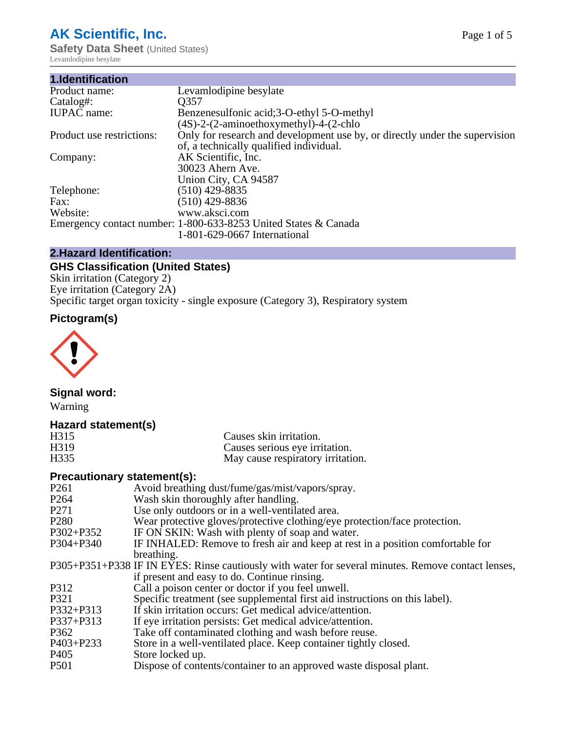# AK Scientific, Inc.

**Safety Data Sheet** (United States)

Levamlodipine besylate

## 1.Identification

| | |
|---|---|
| Product name: | Levamlodipine besylate |
| Catalog#: | Q357 |
| IUPAC name: | Benzenesulfonic acid;3-O-ethyl 5-O-methyl (4S)-2-(2-aminoethoxymethyl)-4-(2-chlo |
| Product use restrictions: | Only for research and development use by, or directly under the supervision of, a technically qualified individual. |
| Company: | AK Scientific, Inc. 30023 Ahern Ave. Union City, CA 94587 |
| Telephone: | (510) 429-8835 |
| Fax: | (510) 429-8836 |
| Website: | www.aksci.com |
| Emergency contact number: | 1-800-633-8253 United States & Canada 1-801-629-0667 International |

## 2.Hazard Identification:

### GHS Classification (United States)

Skin irritation (Category 2)
Eye irritation (Category 2A)
Specific target organ toxicity - single exposure (Category 3), Respiratory system

### Pictogram(s)

### Signal word:

Warning

### Hazard statement(s)

| | |
|---|---|
| H315 | Causes skin irritation. |
| H319 | Causes serious eye irritation. |
| H335 | May cause respiratory irritation. |

### Precautionary statement(s):

| | |
|---|---|
| P261 | Avoid breathing dust/fume/gas/mist/vapors/spray. |
| P264 | Wash skin thoroughly after handling. |
| P271 | Use only outdoors or in a well-ventilated area. |
| P280 | Wear protective gloves/protective clothing/eye protection/face protection. |
| P302+P352 | IF ON SKIN: Wash with plenty of soap and water. |
| P304+P340 | IF INHALED: Remove to fresh air and keep at rest in a position comfortable for breathing. |
| P305+P351+P338 | IF IN EYES: Rinse cautiously with water for several minutes. Remove contact lenses, if present and easy to do. Continue rinsing. |
| P312 | Call a poison center or doctor if you feel unwell. |
| P321 | Specific treatment (see supplemental first aid instructions on this label). |
| P332+P313 | If skin irritation occurs: Get medical advice/attention. |
| P337+P313 | If eye irritation persists: Get medical advice/attention. |
| P362 | Take off contaminated clothing and wash before reuse. |
| P403+P233 | Store in a well-ventilated place. Keep container tightly closed. |
| P405 | Store locked up. |
| P501 | Dispose of contents/container to an approved waste disposal plant. |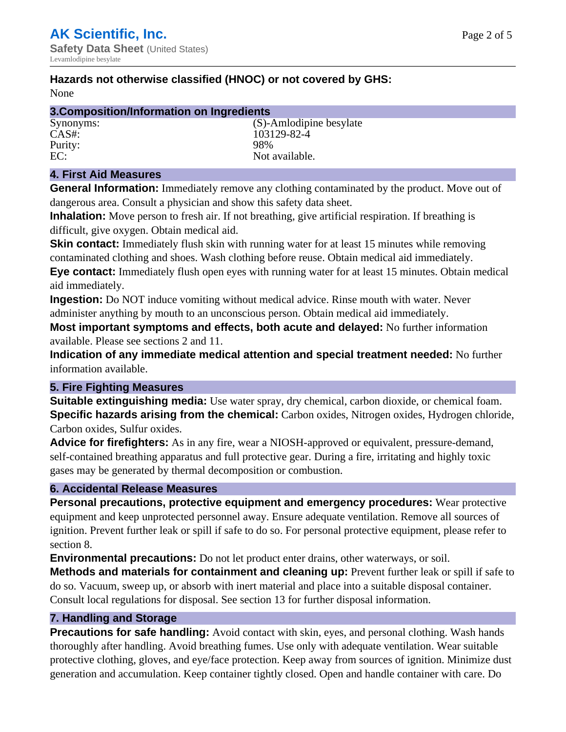**Hazards not otherwise classified (HNOC) or not covered by GHS:**
None

## 3.Composition/Information on Ingredients

| | |
|---|---|
| Synonyms: | (S)-Amlodipine besylate |
| CAS#: | 103129-82-4 |
| Purity: | 98% |
| EC: | Not available. |

## 4. First Aid Measures

**General Information:** Immediately remove any clothing contaminated by the product. Move out of dangerous area. Consult a physician and show this safety data sheet.

**Inhalation:** Move person to fresh air. If not breathing, give artificial respiration. If breathing is difficult, give oxygen. Obtain medical aid.

**Skin contact:** Immediately flush skin with running water for at least 15 minutes while removing contaminated clothing and shoes. Wash clothing before reuse. Obtain medical aid immediately.

**Eye contact:** Immediately flush open eyes with running water for at least 15 minutes. Obtain medical aid immediately.

**Ingestion:** Do NOT induce vomiting without medical advice. Rinse mouth with water. Never administer anything by mouth to an unconscious person. Obtain medical aid immediately.

**Most important symptoms and effects, both acute and delayed:** No further information available. Please see sections 2 and 11.

**Indication of any immediate medical attention and special treatment needed:** No further information available.

## 5. Fire Fighting Measures

**Suitable extinguishing media:** Use water spray, dry chemical, carbon dioxide, or chemical foam.

**Specific hazards arising from the chemical:** Carbon oxides, Nitrogen oxides, Hydrogen chloride, Carbon oxides, Sulfur oxides.

**Advice for firefighters:** As in any fire, wear a NIOSH-approved or equivalent, pressure-demand, self-contained breathing apparatus and full protective gear. During a fire, irritating and highly toxic gases may be generated by thermal decomposition or combustion.

## 6. Accidental Release Measures

**Personal precautions, protective equipment and emergency procedures:** Wear protective equipment and keep unprotected personnel away. Ensure adequate ventilation. Remove all sources of ignition. Prevent further leak or spill if safe to do so. For personal protective equipment, please refer to section 8.

**Environmental precautions:** Do not let product enter drains, other waterways, or soil.

**Methods and materials for containment and cleaning up:** Prevent further leak or spill if safe to do so. Vacuum, sweep up, or absorb with inert material and place into a suitable disposal container. Consult local regulations for disposal. See section 13 for further disposal information.

## 7. Handling and Storage

**Precautions for safe handling:** Avoid contact with skin, eyes, and personal clothing. Wash hands thoroughly after handling. Avoid breathing fumes. Use only with adequate ventilation. Wear suitable protective clothing, gloves, and eye/face protection. Keep away from sources of ignition. Minimize dust generation and accumulation. Keep container tightly closed. Open and handle container with care. Do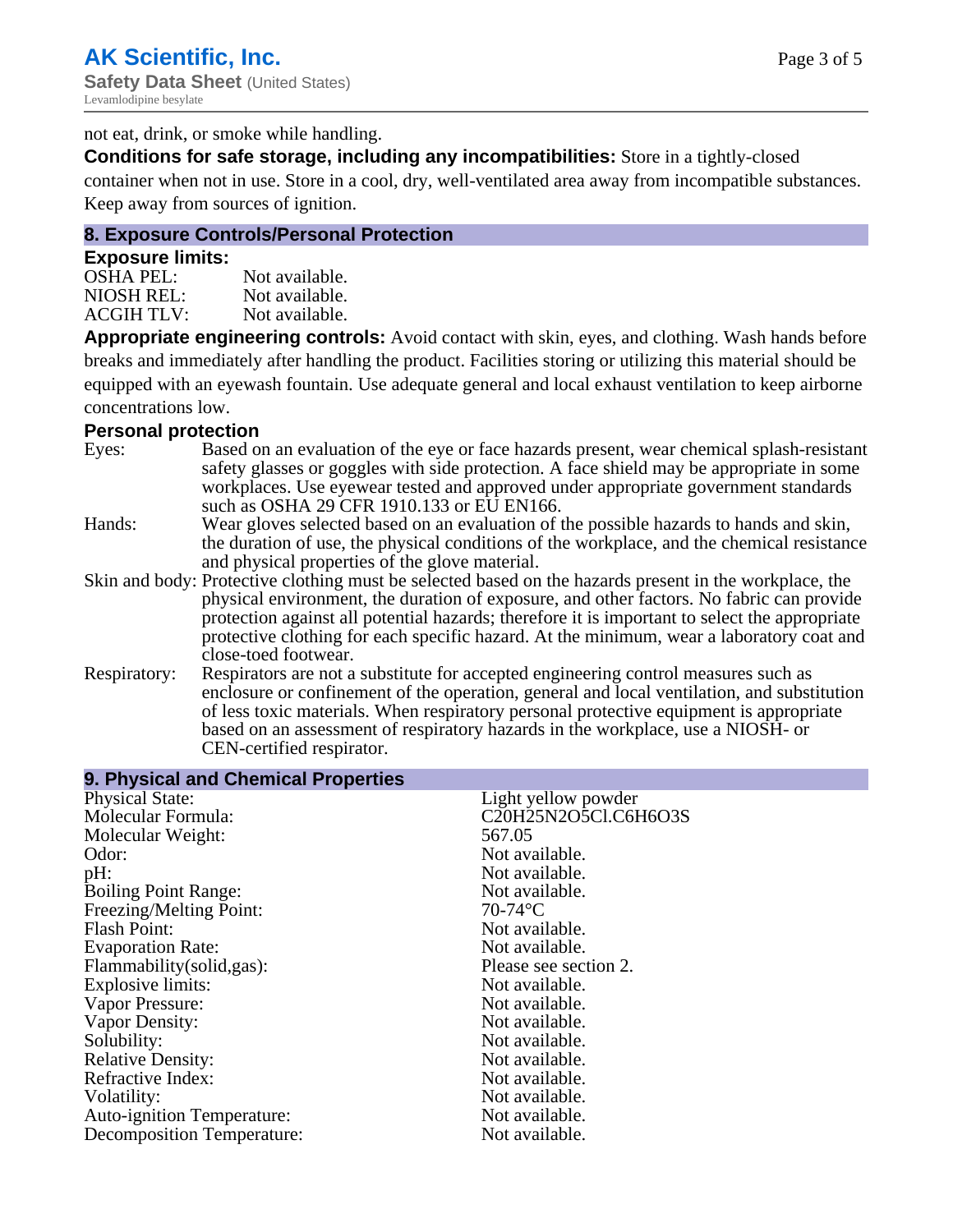not eat, drink, or smoke while handling.

**Conditions for safe storage, including any incompatibilities:** Store in a tightly-closed container when not in use. Store in a cool, dry, well-ventilated area away from incompatible substances. Keep away from sources of ignition.

## 8. Exposure Controls/Personal Protection

### Exposure limits:

| | |
|---|---|
| OSHA PEL: | Not available. |
| NIOSH REL: | Not available. |
| ACGIH TLV: | Not available. |

**Appropriate engineering controls:** Avoid contact with skin, eyes, and clothing. Wash hands before breaks and immediately after handling the product. Facilities storing or utilizing this material should be equipped with an eyewash fountain. Use adequate general and local exhaust ventilation to keep airborne concentrations low.

### Personal protection

| | |
|---|---|
| Eyes: | Based on an evaluation of the eye or face hazards present, wear chemical splash-resistant safety glasses or goggles with side protection. A face shield may be appropriate in some workplaces. Use eyewear tested and approved under appropriate government standards such as OSHA 29 CFR 1910.133 or EU EN166. |
| Hands: | Wear gloves selected based on an evaluation of the possible hazards to hands and skin, the duration of use, the physical conditions of the workplace, and the chemical resistance and physical properties of the glove material. |
| Skin and body: | Protective clothing must be selected based on the hazards present in the workplace, the physical environment, the duration of exposure, and other factors. No fabric can provide protection against all potential hazards; therefore it is important to select the appropriate protective clothing for each specific hazard. At the minimum, wear a laboratory coat and close-toed footwear. |
| Respiratory: | Respirators are not a substitute for accepted engineering control measures such as enclosure or confinement of the operation, general and local ventilation, and substitution of less toxic materials. When respiratory personal protective equipment is appropriate based on an assessment of respiratory hazards in the workplace, use a NIOSH- or CEN-certified respirator. |

## 9. Physical and Chemical Properties

| | |
|---|---|
| Physical State: | Light yellow powder |
| Molecular Formula: | C20H25N2O5Cl.C6H6O3S |
| Molecular Weight: | 567.05 |
| Odor: | Not available. |
| pH: | Not available. |
| Boiling Point Range: | Not available. |
| Freezing/Melting Point: | 70-74°C |
| Flash Point: | Not available. |
| Evaporation Rate: | Not available. |
| Flammability(solid,gas): | Please see section 2. |
| Explosive limits: | Not available. |
| Vapor Pressure: | Not available. |
| Vapor Density: | Not available. |
| Solubility: | Not available. |
| Relative Density: | Not available. |
| Refractive Index: | Not available. |
| Volatility: | Not available. |
| Auto-ignition Temperature: | Not available. |
| Decomposition Temperature: | Not available. |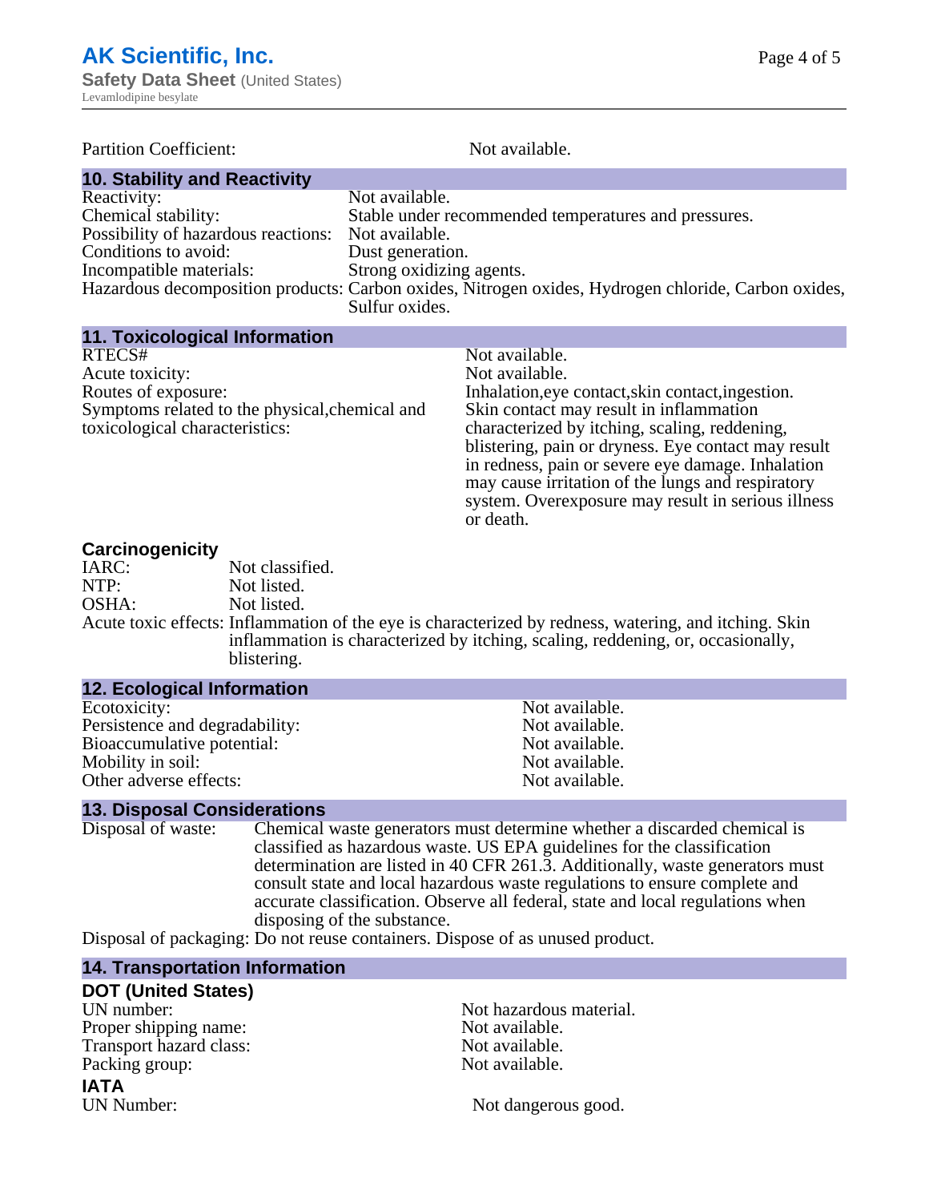Partition Coefficient: Not available.

## 10. Stability and Reactivity

Reactivity: Not available.
Chemical stability: Stable under recommended temperatures and pressures.
Possibility of hazardous reactions: Not available.
Conditions to avoid: Dust generation.
Incompatible materials: Strong oxidizing agents.
Hazardous decomposition products: Carbon oxides, Nitrogen oxides, Hydrogen chloride, Carbon oxides, Sulfur oxides.

## 11. Toxicological Information

RTECS#: Not available.
Acute toxicity: Not available.
Routes of exposure: Inhalation,eye contact,skin contact,ingestion.
Symptoms related to the physical,chemical and toxicological characteristics: Skin contact may result in inflammation characterized by itching, scaling, reddening, blistering, pain or dryness. Eye contact may result in redness, pain or severe eye damage. Inhalation may cause irritation of the lungs and respiratory system. Overexposure may result in serious illness or death.

### Carcinogenicity

IARC: Not classified.
NTP: Not listed.
OSHA: Not listed.
Acute toxic effects: Inflammation of the eye is characterized by redness, watering, and itching. Skin inflammation is characterized by itching, scaling, reddening, or, occasionally, blistering.

## 12. Ecological Information

Ecotoxicity: Not available.
Persistence and degradability: Not available.
Bioaccumulative potential: Not available.
Mobility in soil: Not available.
Other adverse effects: Not available.

## 13. Disposal Considerations

Disposal of waste: Chemical waste generators must determine whether a discarded chemical is classified as hazardous waste. US EPA guidelines for the classification determination are listed in 40 CFR 261.3. Additionally, waste generators must consult state and local hazardous waste regulations to ensure complete and accurate classification. Observe all federal, state and local regulations when disposing of the substance.
Disposal of packaging: Do not reuse containers. Dispose of as unused product.

## 14. Transportation Information

### DOT (United States)

UN number: Not hazardous material.
Proper shipping name: Not available.
Transport hazard class: Not available.
Packing group: Not available.

### IATA

UN Number: Not dangerous good.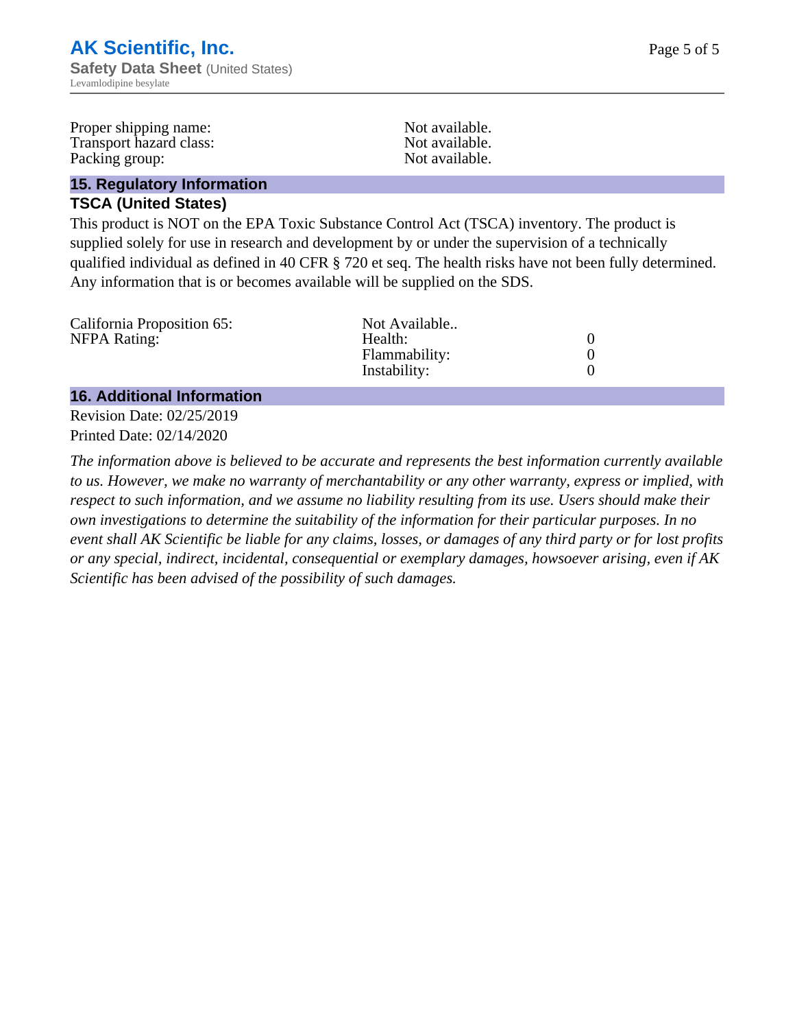| | |
|---|---|
| Proper shipping name: | Not available. |
| Transport hazard class: | Not available. |
| Packing group: | Not available. |

## 15. Regulatory Information

### TSCA (United States)

This product is NOT on the EPA Toxic Substance Control Act (TSCA) inventory. The product is supplied solely for use in research and development by or under the supervision of a technically qualified individual as defined in 40 CFR § 720 et seq. The health risks have not been fully determined. Any information that is or becomes available will be supplied on the SDS.

| | | |
|---|---|---|
| California Proposition 65: | Not Available.. | |
| NFPA Rating: | Health: | 0 |
| | Flammability: | 0 |
| | Instability: | 0 |

## 16. Additional Information

Revision Date: 02/25/2019

Printed Date: 02/14/2020

*The information above is believed to be accurate and represents the best information currently available to us. However, we make no warranty of merchantability or any other warranty, express or implied, with respect to such information, and we assume no liability resulting from its use. Users should make their own investigations to determine the suitability of the information for their particular purposes. In no event shall AK Scientific be liable for any claims, losses, or damages of any third party or for lost profits or any special, indirect, incidental, consequential or exemplary damages, howsoever arising, even if AK Scientific has been advised of the possibility of such damages.*